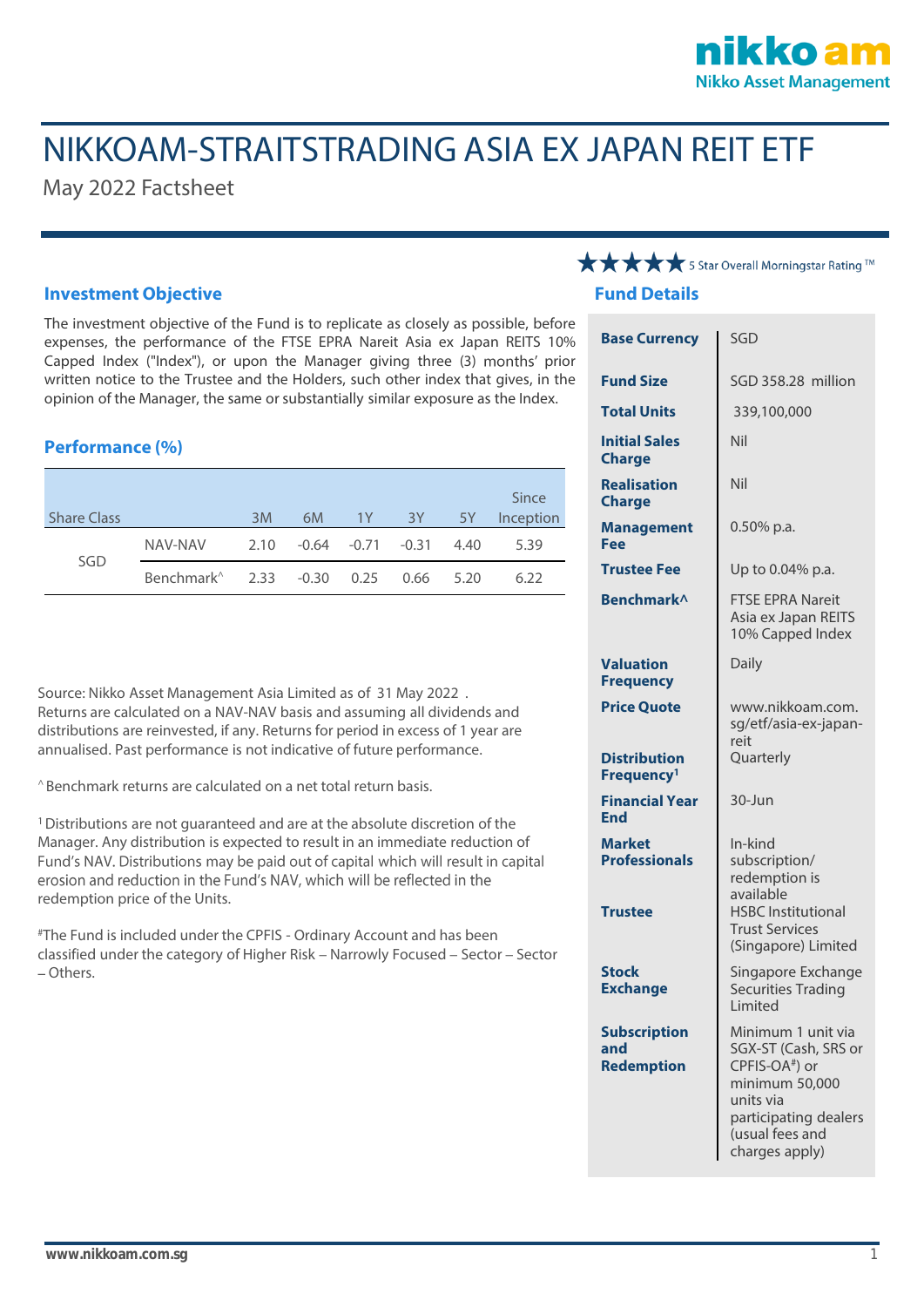# NIKKOAM-STRAITSTRADING ASIA EX JAPAN REIT ETF

May 2022 Factsheet

★★★★★ 5 Star Overall Morningstar Rating ™

## Investment Objective

The investment objective of the Fund is to replicate as closely as possible, before expenses, the performance of the FTSE EPRA Nareit Asia ex Japan REITS 10% Capped Index ("Index"), or upon the Manager giving three (3) months' prior written notice to the Trustee and the Holders, such other index that gives, in the opinion of the Manager, the same or substantially similar exposure as the Index.

## Performance (%)

| Share Class | | 3M | 6M | 1Y | 3Y | 5Y | Since Inception |
|---|---|---|---|---|---|---|---|
| SGD | NAV-NAV | 2.10 | -0.64 | -0.71 | -0.31 | 4.40 | 5.39 |
| | Benchmark^ | 2.33 | -0.30 | 0.25 | 0.66 | 5.20 | 6.22 |

Source: Nikko Asset Management Asia Limited as of 31 May 2022 . Returns are calculated on a NAV-NAV basis and assuming all dividends and distributions are reinvested, if any. Returns for period in excess of 1 year are annualised. Past performance is not indicative of future performance.

^ Benchmark returns are calculated on a net total return basis.

[1] Distributions are not guaranteed and are at the absolute discretion of the Manager. Any distribution is expected to result in an immediate reduction of Fund's NAV. Distributions may be paid out of capital which will result in capital erosion and reduction in the Fund's NAV, which will be reflected in the redemption price of the Units.

#The Fund is included under the CPFIS - Ordinary Account and has been classified under the category of Higher Risk – Narrowly Focused – Sector – Sector – Others.

## Fund Details

| | |
|---|---|
| **Base Currency** | SGD |
| **Fund Size** | SGD 358.28 million |
| **Total Units** | 339,100,000 |
| **Initial Sales Charge** | Nil |
| **Realisation Charge** | Nil |
| **Management Fee** | 0.50% p.a. |
| **Trustee Fee** | Up to 0.04% p.a. |
| **Benchmark^** | FTSE EPRA Nareit Asia ex Japan REITS 10% Capped Index |
| **Valuation Frequency** | Daily |
| **Price Quote** | www.nikkoam.com.sg/etf/asia-ex-japan-reit |
| **Distribution Frequency[1]** | Quarterly |
| **Financial Year End** | 30-Jun |
| **Market Professionals** | In-kind subscription/ redemption is available |
| **Trustee** | HSBC Institutional Trust Services (Singapore) Limited |
| **Stock Exchange** | Singapore Exchange Securities Trading Limited |
| **Subscription and Redemption** | Minimum 1 unit via SGX-ST (Cash, SRS or CPFIS-OA#) or minimum 50,000 units via participating dealers (usual fees and charges apply) |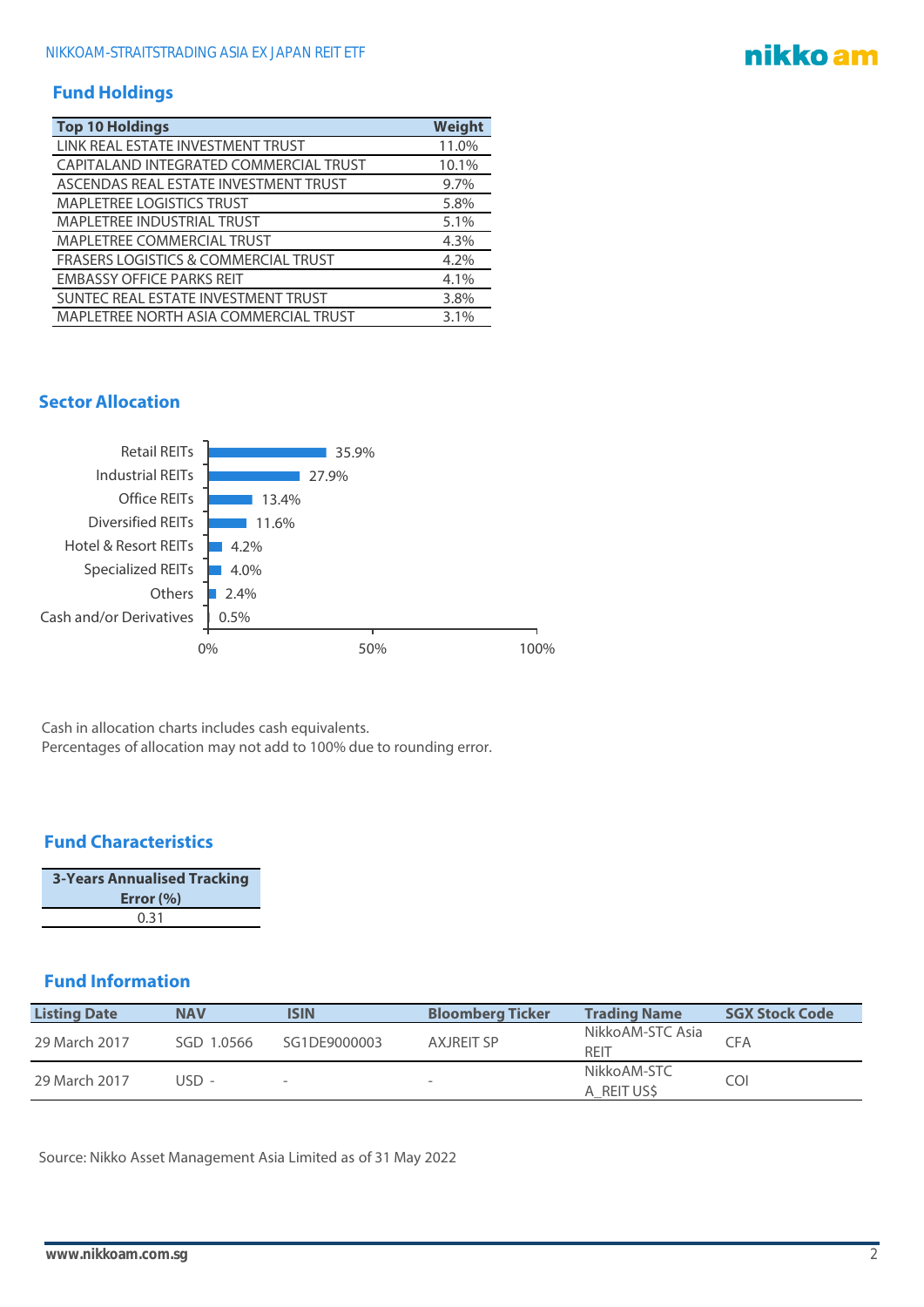## Fund Holdings

| Top 10 Holdings | Weight |
|---|---|
| LINK REAL ESTATE INVESTMENT TRUST | 11.0% |
| CAPITALAND INTEGRATED COMMERCIAL TRUST | 10.1% |
| ASCENDAS REAL ESTATE INVESTMENT TRUST | 9.7% |
| MAPLETREE LOGISTICS TRUST | 5.8% |
| MAPLETREE INDUSTRIAL TRUST | 5.1% |
| MAPLETREE COMMERCIAL TRUST | 4.3% |
| FRASERS LOGISTICS & COMMERCIAL TRUST | 4.2% |
| EMBASSY OFFICE PARKS REIT | 4.1% |
| SUNTEC REAL ESTATE INVESTMENT TRUST | 3.8% |
| MAPLETREE NORTH ASIA COMMERCIAL TRUST | 3.1% |

## Sector Allocation

| Sector | Allocation |
|---|---|
| Retail REITs | 35.9% |
| Industrial REITs | 27.9% |
| Office REITs | 13.4% |
| Diversified REITs | 11.6% |
| Hotel & Resort REITs | 4.2% |
| Specialized REITs | 4.0% |
| Others | 2.4% |
| Cash and/or Derivatives | 0.5% |

Cash in allocation charts includes cash equivalents.
Percentages of allocation may not add to 100% due to rounding error.

## Fund Characteristics

| 3-Years Annualised Tracking Error (%) |
|---|
| 0.31 |

## Fund Information

| Listing Date | NAV | ISIN | Bloomberg Ticker | Trading Name | SGX Stock Code |
|---|---|---|---|---|---|
| 29 March 2017 | SGD 1.0566 | SG1DE9000003 | AXJREIT SP | NikkoAM-STC Asia REIT | CFA |
| 29 March 2017 | USD - | - | - | NikkoAM-STC A_REIT US$ | COI |

Source: Nikko Asset Management Asia Limited as of 31 May 2022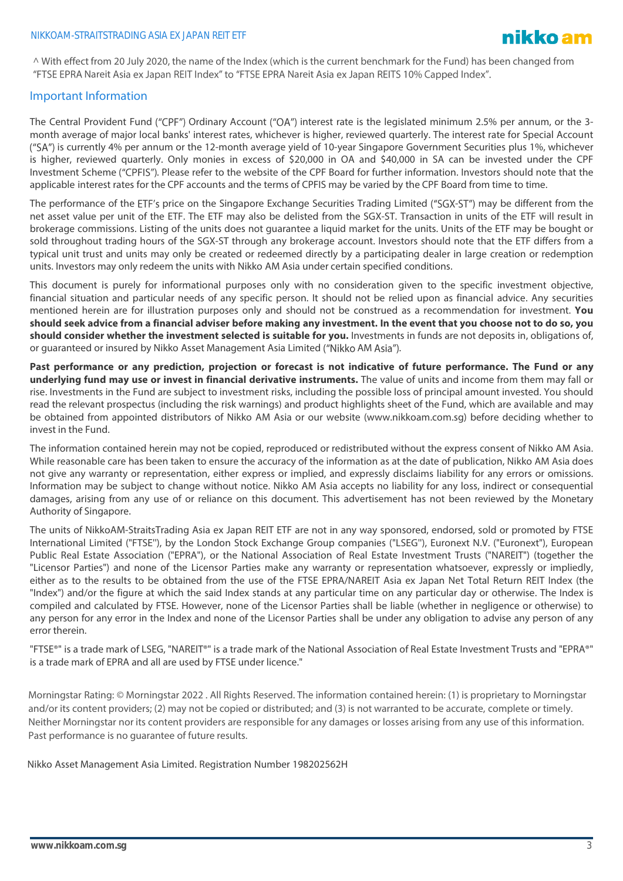^ With effect from 20 July 2020, the name of the Index (which is the current benchmark for the Fund) has been changed from "FTSE EPRA Nareit Asia ex Japan REIT Index" to "FTSE EPRA Nareit Asia ex Japan REITS 10% Capped Index".

## Important Information

The Central Provident Fund ("CPF") Ordinary Account ("OA") interest rate is the legislated minimum 2.5% per annum, or the 3-month average of major local banks' interest rates, whichever is higher, reviewed quarterly. The interest rate for Special Account ("SA") is currently 4% per annum or the 12-month average yield of 10-year Singapore Government Securities plus 1%, whichever is higher, reviewed quarterly. Only monies in excess of $20,000 in OA and $40,000 in SA can be invested under the CPF Investment Scheme ("CPFIS"). Please refer to the website of the CPF Board for further information. Investors should note that the applicable interest rates for the CPF accounts and the terms of CPFIS may be varied by the CPF Board from time to time.

The performance of the ETF's price on the Singapore Exchange Securities Trading Limited ("SGX-ST") may be different from the net asset value per unit of the ETF. The ETF may also be delisted from the SGX-ST. Transaction in units of the ETF will result in brokerage commissions. Listing of the units does not guarantee a liquid market for the units. Units of the ETF may be bought or sold throughout trading hours of the SGX-ST through any brokerage account. Investors should note that the ETF differs from a typical unit trust and units may only be created or redeemed directly by a participating dealer in large creation or redemption units. Investors may only redeem the units with Nikko AM Asia under certain specified conditions.

This document is purely for informational purposes only with no consideration given to the specific investment objective, financial situation and particular needs of any specific person. It should not be relied upon as financial advice. Any securities mentioned herein are for illustration purposes only and should not be construed as a recommendation for investment. **You should seek advice from a financial adviser before making any investment. In the event that you choose not to do so, you should consider whether the investment selected is suitable for you.** Investments in funds are not deposits in, obligations of, or guaranteed or insured by Nikko Asset Management Asia Limited ("Nikko AM Asia").

**Past performance or any prediction, projection or forecast is not indicative of future performance. The Fund or any underlying fund may use or invest in financial derivative instruments.** The value of units and income from them may fall or rise. Investments in the Fund are subject to investment risks, including the possible loss of principal amount invested. You should read the relevant prospectus (including the risk warnings) and product highlights sheet of the Fund, which are available and may be obtained from appointed distributors of Nikko AM Asia or our website (www.nikkoam.com.sg) before deciding whether to invest in the Fund.

The information contained herein may not be copied, reproduced or redistributed without the express consent of Nikko AM Asia. While reasonable care has been taken to ensure the accuracy of the information as at the date of publication, Nikko AM Asia does not give any warranty or representation, either express or implied, and expressly disclaims liability for any errors or omissions. Information may be subject to change without notice. Nikko AM Asia accepts no liability for any loss, indirect or consequential damages, arising from any use of or reliance on this document. This advertisement has not been reviewed by the Monetary Authority of Singapore.

The units of NikkoAM-StraitsTrading Asia ex Japan REIT ETF are not in any way sponsored, endorsed, sold or promoted by FTSE International Limited ("FTSE"), by the London Stock Exchange Group companies ("LSEG"), Euronext N.V. ("Euronext"), European Public Real Estate Association ("EPRA"), or the National Association of Real Estate Investment Trusts ("NAREIT") (together the "Licensor Parties") and none of the Licensor Parties make any warranty or representation whatsoever, expressly or impliedly, either as to the results to be obtained from the use of the FTSE EPRA/NAREIT Asia ex Japan Net Total Return REIT Index (the "Index") and/or the figure at which the said Index stands at any particular time on any particular day or otherwise. The Index is compiled and calculated by FTSE. However, none of the Licensor Parties shall be liable (whether in negligence or otherwise) to any person for any error in the Index and none of the Licensor Parties shall be under any obligation to advise any person of any error therein.

"FTSE®" is a trade mark of LSEG, "NAREIT®" is a trade mark of the National Association of Real Estate Investment Trusts and "EPRA®" is a trade mark of EPRA and all are used by FTSE under licence."

Morningstar Rating: © Morningstar 2022 . All Rights Reserved. The information contained herein: (1) is proprietary to Morningstar and/or its content providers; (2) may not be copied or distributed; and (3) is not warranted to be accurate, complete or timely. Neither Morningstar nor its content providers are responsible for any damages or losses arising from any use of this information. Past performance is no guarantee of future results.

Nikko Asset Management Asia Limited. Registration Number 198202562H